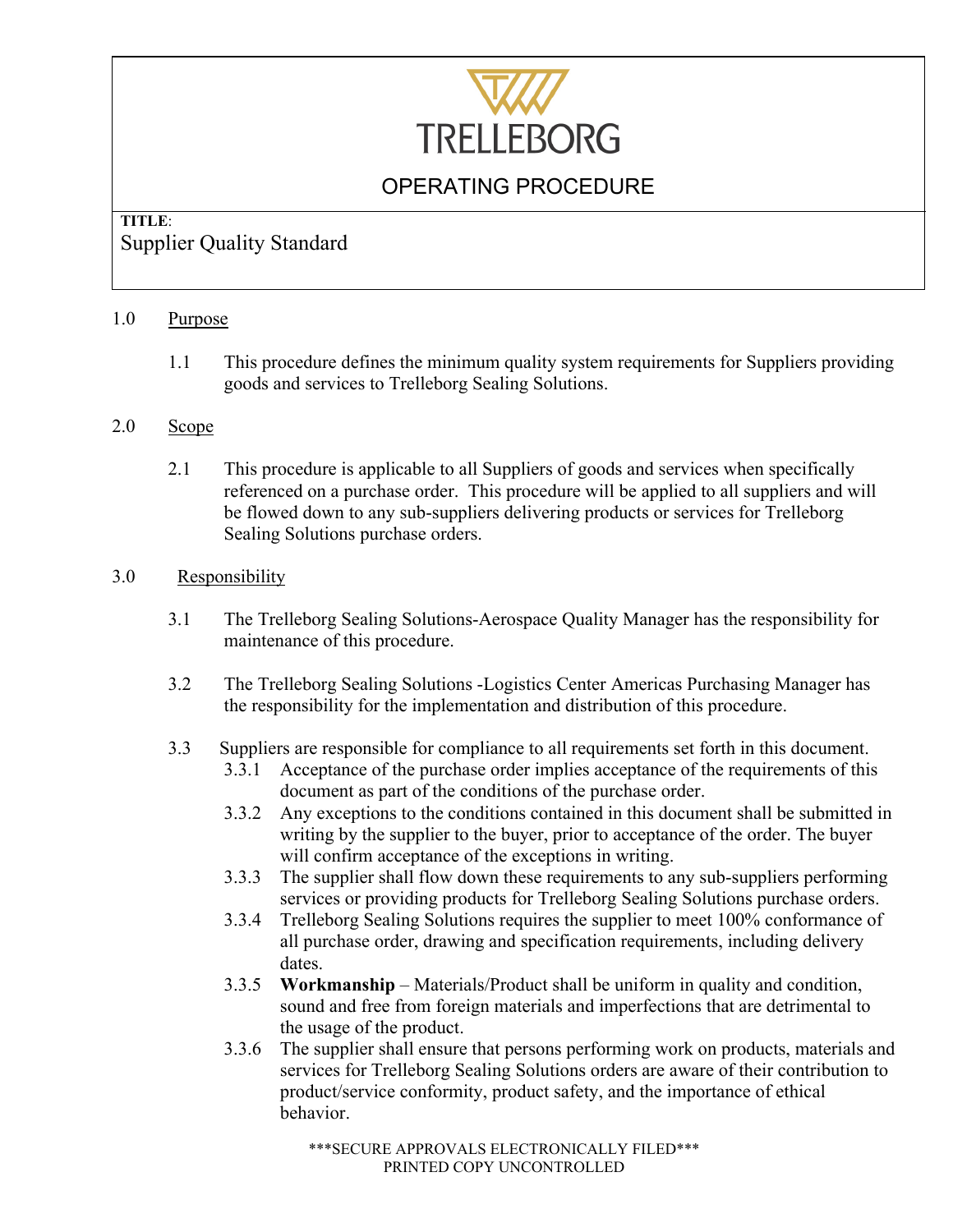TRELLEBORG

OPERATING PROCEDURE

**TITLE**:
Supplier Quality Standard

## 1.0 Purpose

1.1 This procedure defines the minimum quality system requirements for Suppliers providing goods and services to Trelleborg Sealing Solutions.

## 2.0 Scope

2.1 This procedure is applicable to all Suppliers of goods and services when specifically referenced on a purchase order. This procedure will be applied to all suppliers and will be flowed down to any sub-suppliers delivering products or services for Trelleborg Sealing Solutions purchase orders.

## 3.0 Responsibility

3.1 The Trelleborg Sealing Solutions-Aerospace Quality Manager has the responsibility for maintenance of this procedure.

3.2 The Trelleborg Sealing Solutions -Logistics Center Americas Purchasing Manager has the responsibility for the implementation and distribution of this procedure.

3.3 Suppliers are responsible for compliance to all requirements set forth in this document.

- 3.3.1 Acceptance of the purchase order implies acceptance of the requirements of this document as part of the conditions of the purchase order.
- 3.3.2 Any exceptions to the conditions contained in this document shall be submitted in writing by the supplier to the buyer, prior to acceptance of the order. The buyer will confirm acceptance of the exceptions in writing.
- 3.3.3 The supplier shall flow down these requirements to any sub-suppliers performing services or providing products for Trelleborg Sealing Solutions purchase orders.
- 3.3.4 Trelleborg Sealing Solutions requires the supplier to meet 100% conformance of all purchase order, drawing and specification requirements, including delivery dates.
- 3.3.5 **Workmanship** – Materials/Product shall be uniform in quality and condition, sound and free from foreign materials and imperfections that are detrimental to the usage of the product.
- 3.3.6 The supplier shall ensure that persons performing work on products, materials and services for Trelleborg Sealing Solutions orders are aware of their contribution to product/service conformity, product safety, and the importance of ethical behavior.

***SECURE APPROVALS ELECTRONICALLY FILED***
PRINTED COPY UNCONTROLLED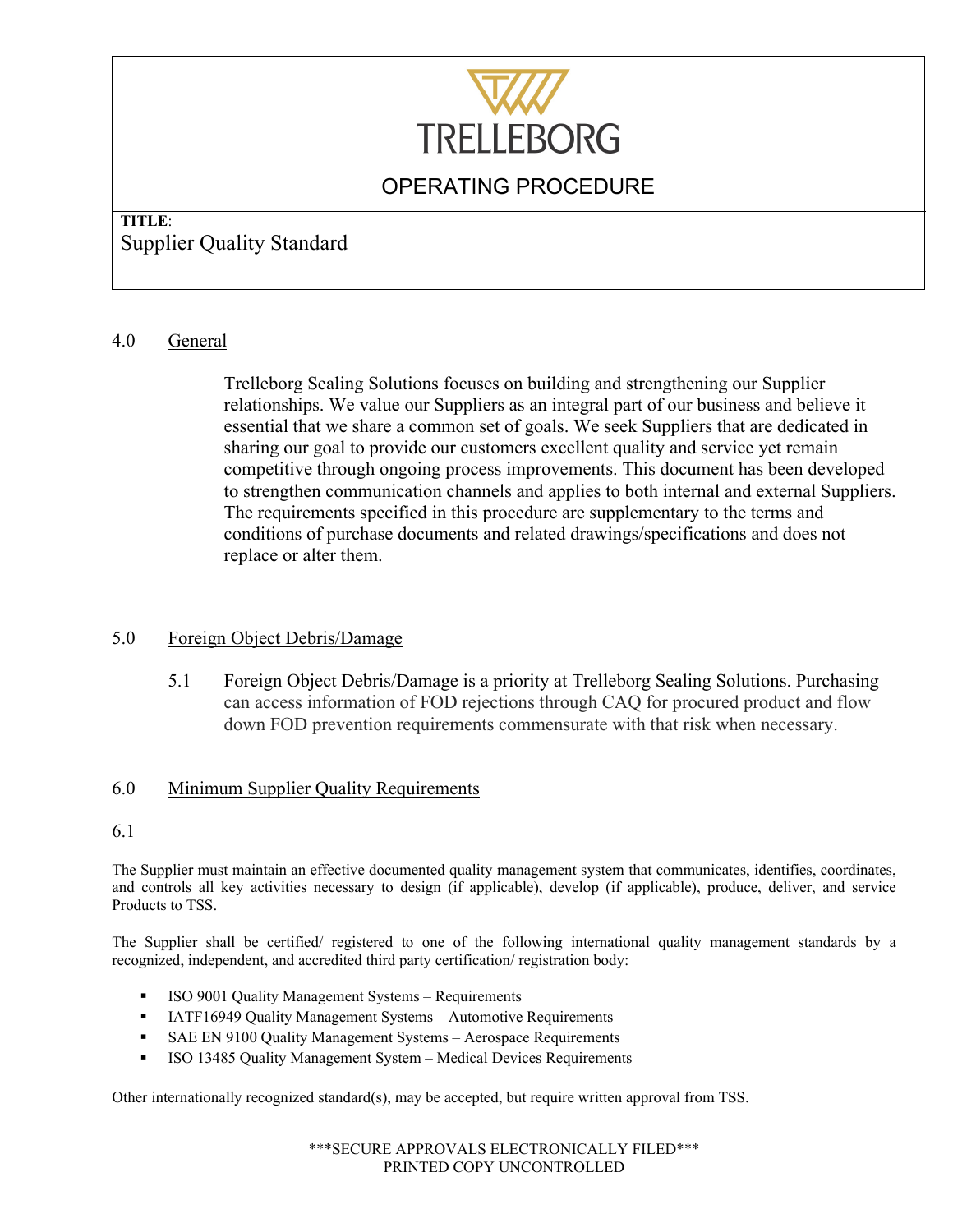## 4.0 General

Trelleborg Sealing Solutions focuses on building and strengthening our Supplier relationships. We value our Suppliers as an integral part of our business and believe it essential that we share a common set of goals. We seek Suppliers that are dedicated in sharing our goal to provide our customers excellent quality and service yet remain competitive through ongoing process improvements. This document has been developed to strengthen communication channels and applies to both internal and external Suppliers. The requirements specified in this procedure are supplementary to the terms and conditions of purchase documents and related drawings/specifications and does not replace or alter them.

## 5.0 Foreign Object Debris/Damage

5.1 Foreign Object Debris/Damage is a priority at Trelleborg Sealing Solutions. Purchasing can access information of FOD rejections through CAQ for procured product and flow down FOD prevention requirements commensurate with that risk when necessary.

## 6.0 Minimum Supplier Quality Requirements

6.1

The Supplier must maintain an effective documented quality management system that communicates, identifies, coordinates, and controls all key activities necessary to design (if applicable), develop (if applicable), produce, deliver, and service Products to TSS.

The Supplier shall be certified/ registered to one of the following international quality management standards by a recognized, independent, and accredited third party certification/ registration body:

- ISO 9001 Quality Management Systems – Requirements
- IATF16949 Quality Management Systems – Automotive Requirements
- SAE EN 9100 Quality Management Systems – Aerospace Requirements
- ISO 13485 Quality Management System – Medical Devices Requirements

Other internationally recognized standard(s), may be accepted, but require written approval from TSS.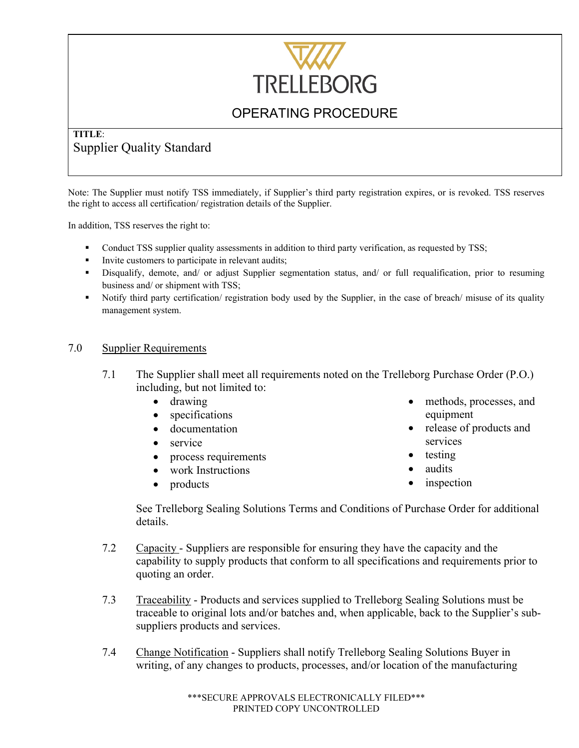Note: The Supplier must notify TSS immediately, if Supplier's third party registration expires, or is revoked. TSS reserves the right to access all certification/ registration details of the Supplier.

In addition, TSS reserves the right to:

- Conduct TSS supplier quality assessments in addition to third party verification, as requested by TSS;
- Invite customers to participate in relevant audits;
- Disqualify, demote, and/ or adjust Supplier segmentation status, and/ or full requalification, prior to resuming business and/ or shipment with TSS;
- Notify third party certification/ registration body used by the Supplier, in the case of breach/ misuse of its quality management system.

## 7.0 Supplier Requirements

7.1 The Supplier shall meet all requirements noted on the Trelleborg Purchase Order (P.O.) including, but not limited to:

- drawing
- specifications
- documentation
- service
- process requirements
- work Instructions
- products
- methods, processes, and equipment
- release of products and services
- testing
- audits
- inspection

See Trelleborg Sealing Solutions Terms and Conditions of Purchase Order for additional details.

7.2 Capacity - Suppliers are responsible for ensuring they have the capacity and the capability to supply products that conform to all specifications and requirements prior to quoting an order.

7.3 Traceability - Products and services supplied to Trelleborg Sealing Solutions must be traceable to original lots and/or batches and, when applicable, back to the Supplier's sub-suppliers products and services.

7.4 Change Notification - Suppliers shall notify Trelleborg Sealing Solutions Buyer in writing, of any changes to products, processes, and/or location of the manufacturing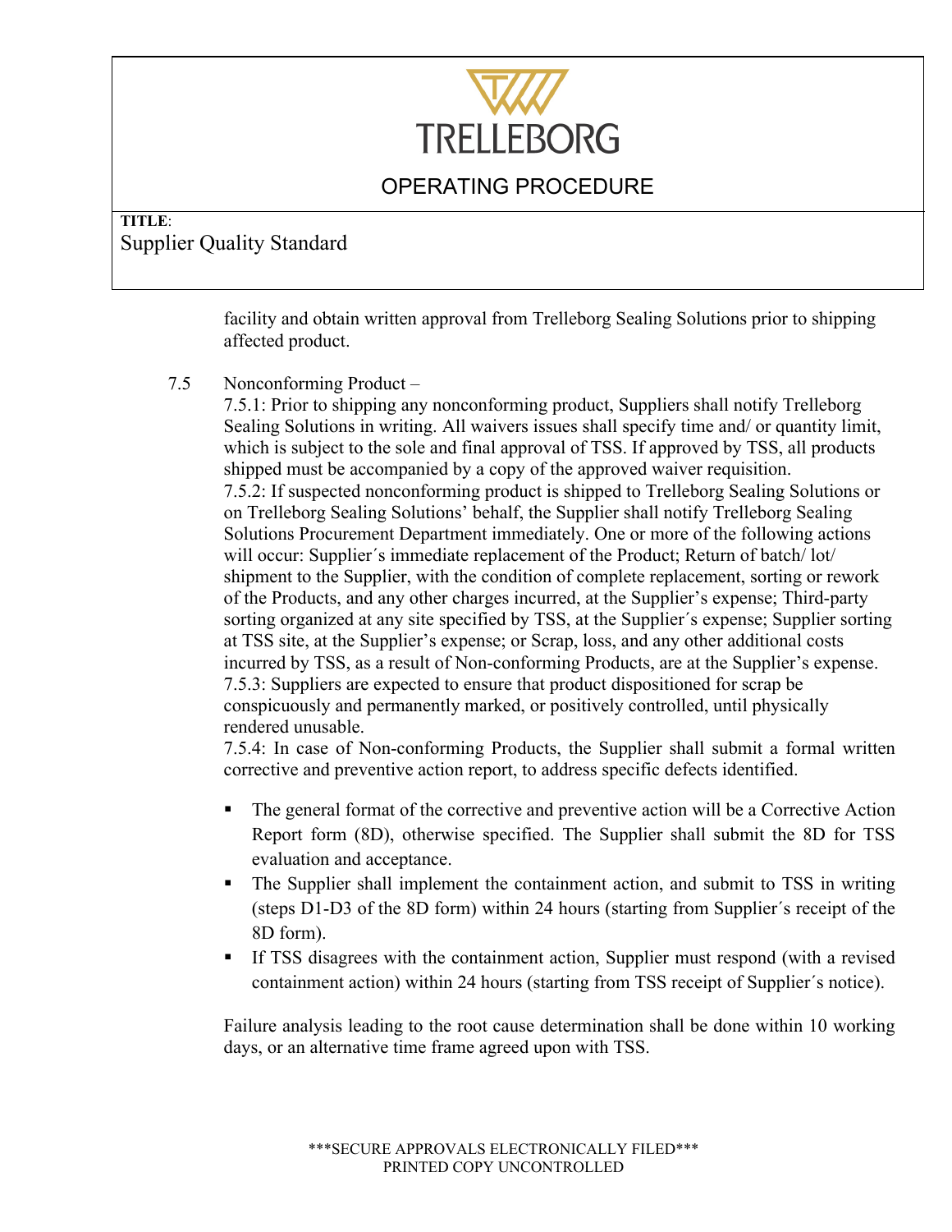facility and obtain written approval from Trelleborg Sealing Solutions prior to shipping affected product.

7.5 Nonconforming Product –

7.5.1: Prior to shipping any nonconforming product, Suppliers shall notify Trelleborg Sealing Solutions in writing. All waivers issues shall specify time and/ or quantity limit, which is subject to the sole and final approval of TSS. If approved by TSS, all products shipped must be accompanied by a copy of the approved waiver requisition.

7.5.2: If suspected nonconforming product is shipped to Trelleborg Sealing Solutions or on Trelleborg Sealing Solutions' behalf, the Supplier shall notify Trelleborg Sealing Solutions Procurement Department immediately. One or more of the following actions will occur: Supplier´s immediate replacement of the Product; Return of batch/ lot/ shipment to the Supplier, with the condition of complete replacement, sorting or rework of the Products, and any other charges incurred, at the Supplier's expense; Third-party sorting organized at any site specified by TSS, at the Supplier´s expense; Supplier sorting at TSS site, at the Supplier's expense; or Scrap, loss, and any other additional costs incurred by TSS, as a result of Non-conforming Products, are at the Supplier's expense.

7.5.3: Suppliers are expected to ensure that product dispositioned for scrap be conspicuously and permanently marked, or positively controlled, until physically rendered unusable.

7.5.4: In case of Non-conforming Products, the Supplier shall submit a formal written corrective and preventive action report, to address specific defects identified.

- The general format of the corrective and preventive action will be a Corrective Action Report form (8D), otherwise specified. The Supplier shall submit the 8D for TSS evaluation and acceptance.
- The Supplier shall implement the containment action, and submit to TSS in writing (steps D1-D3 of the 8D form) within 24 hours (starting from Supplier´s receipt of the 8D form).
- If TSS disagrees with the containment action, Supplier must respond (with a revised containment action) within 24 hours (starting from TSS receipt of Supplier´s notice).

Failure analysis leading to the root cause determination shall be done within 10 working days, or an alternative time frame agreed upon with TSS.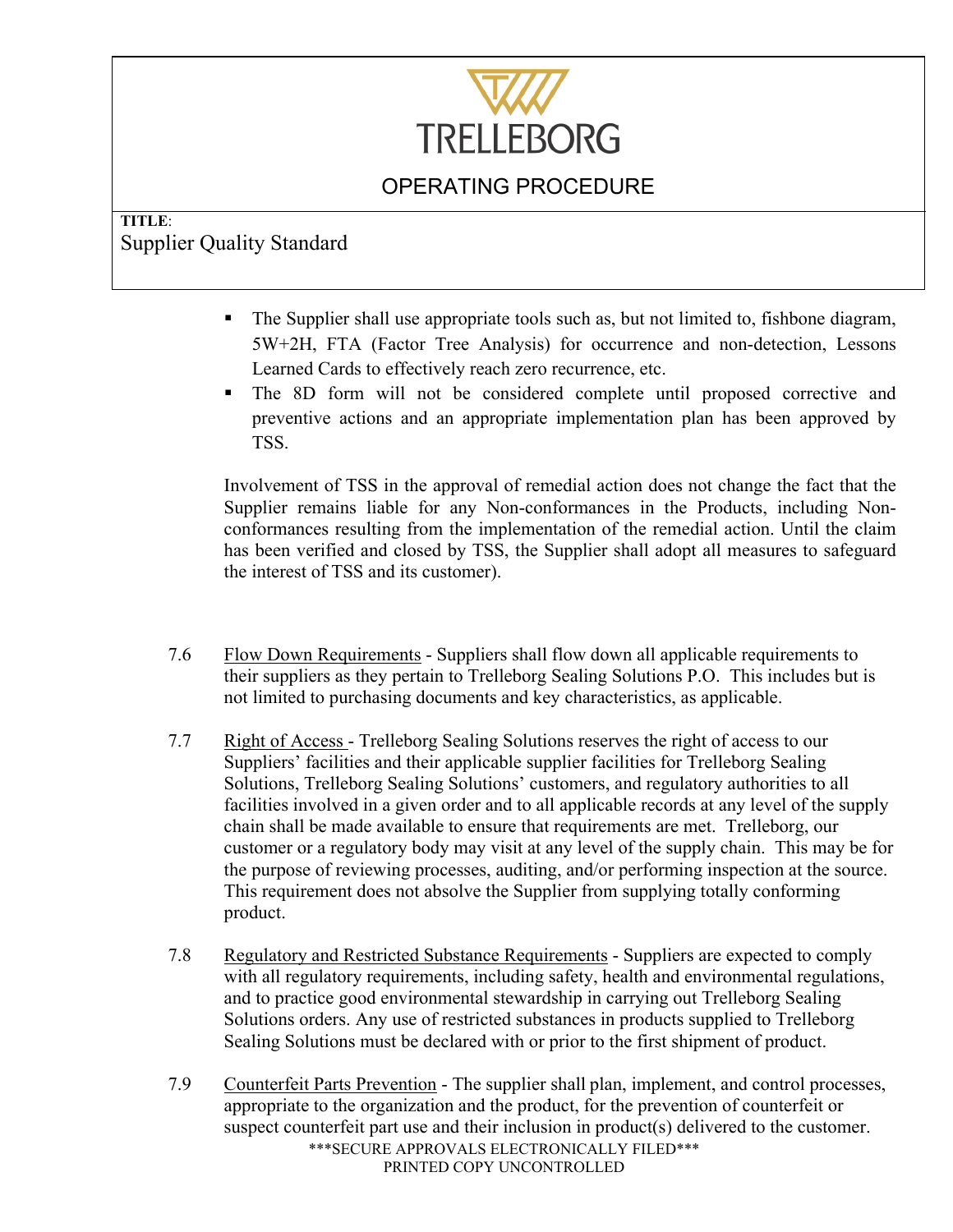- The Supplier shall use appropriate tools such as, but not limited to, fishbone diagram, 5W+2H, FTA (Factor Tree Analysis) for occurrence and non-detection, Lessons Learned Cards to effectively reach zero recurrence, etc.
- The 8D form will not be considered complete until proposed corrective and preventive actions and an appropriate implementation plan has been approved by TSS.

Involvement of TSS in the approval of remedial action does not change the fact that the Supplier remains liable for any Non-conformances in the Products, including Non-conformances resulting from the implementation of the remedial action. Until the claim has been verified and closed by TSS, the Supplier shall adopt all measures to safeguard the interest of TSS and its customer).

7.6 Flow Down Requirements - Suppliers shall flow down all applicable requirements to their suppliers as they pertain to Trelleborg Sealing Solutions P.O. This includes but is not limited to purchasing documents and key characteristics, as applicable.

7.7 Right of Access - Trelleborg Sealing Solutions reserves the right of access to our Suppliers' facilities and their applicable supplier facilities for Trelleborg Sealing Solutions, Trelleborg Sealing Solutions' customers, and regulatory authorities to all facilities involved in a given order and to all applicable records at any level of the supply chain shall be made available to ensure that requirements are met. Trelleborg, our customer or a regulatory body may visit at any level of the supply chain. This may be for the purpose of reviewing processes, auditing, and/or performing inspection at the source. This requirement does not absolve the Supplier from supplying totally conforming product.

7.8 Regulatory and Restricted Substance Requirements - Suppliers are expected to comply with all regulatory requirements, including safety, health and environmental regulations, and to practice good environmental stewardship in carrying out Trelleborg Sealing Solutions orders. Any use of restricted substances in products supplied to Trelleborg Sealing Solutions must be declared with or prior to the first shipment of product.

7.9 Counterfeit Parts Prevention - The supplier shall plan, implement, and control processes, appropriate to the organization and the product, for the prevention of counterfeit or suspect counterfeit part use and their inclusion in product(s) delivered to the customer.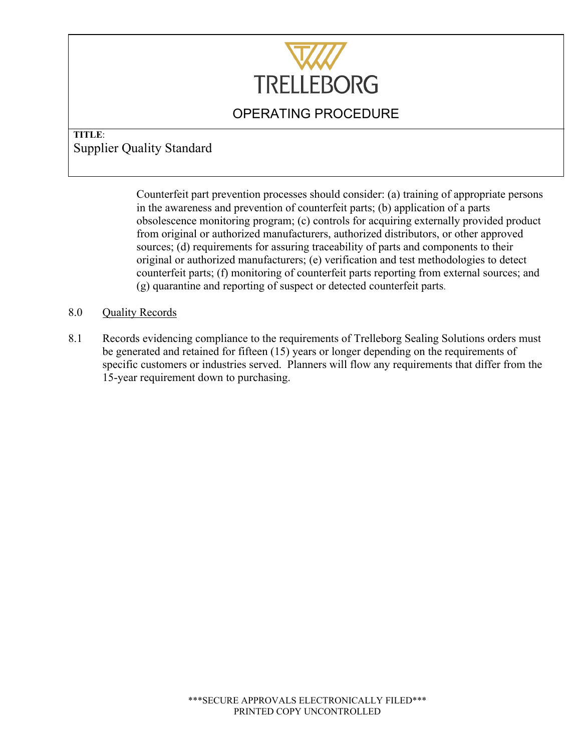Counterfeit part prevention processes should consider: (a) training of appropriate persons in the awareness and prevention of counterfeit parts; (b) application of a parts obsolescence monitoring program; (c) controls for acquiring externally provided product from original or authorized manufacturers, authorized distributors, or other approved sources; (d) requirements for assuring traceability of parts and components to their original or authorized manufacturers; (e) verification and test methodologies to detect counterfeit parts; (f) monitoring of counterfeit parts reporting from external sources; and (g) quarantine and reporting of suspect or detected counterfeit parts.

## 8.0 Quality Records

8.1 Records evidencing compliance to the requirements of Trelleborg Sealing Solutions orders must be generated and retained for fifteen (15) years or longer depending on the requirements of specific customers or industries served. Planners will flow any requirements that differ from the 15-year requirement down to purchasing.